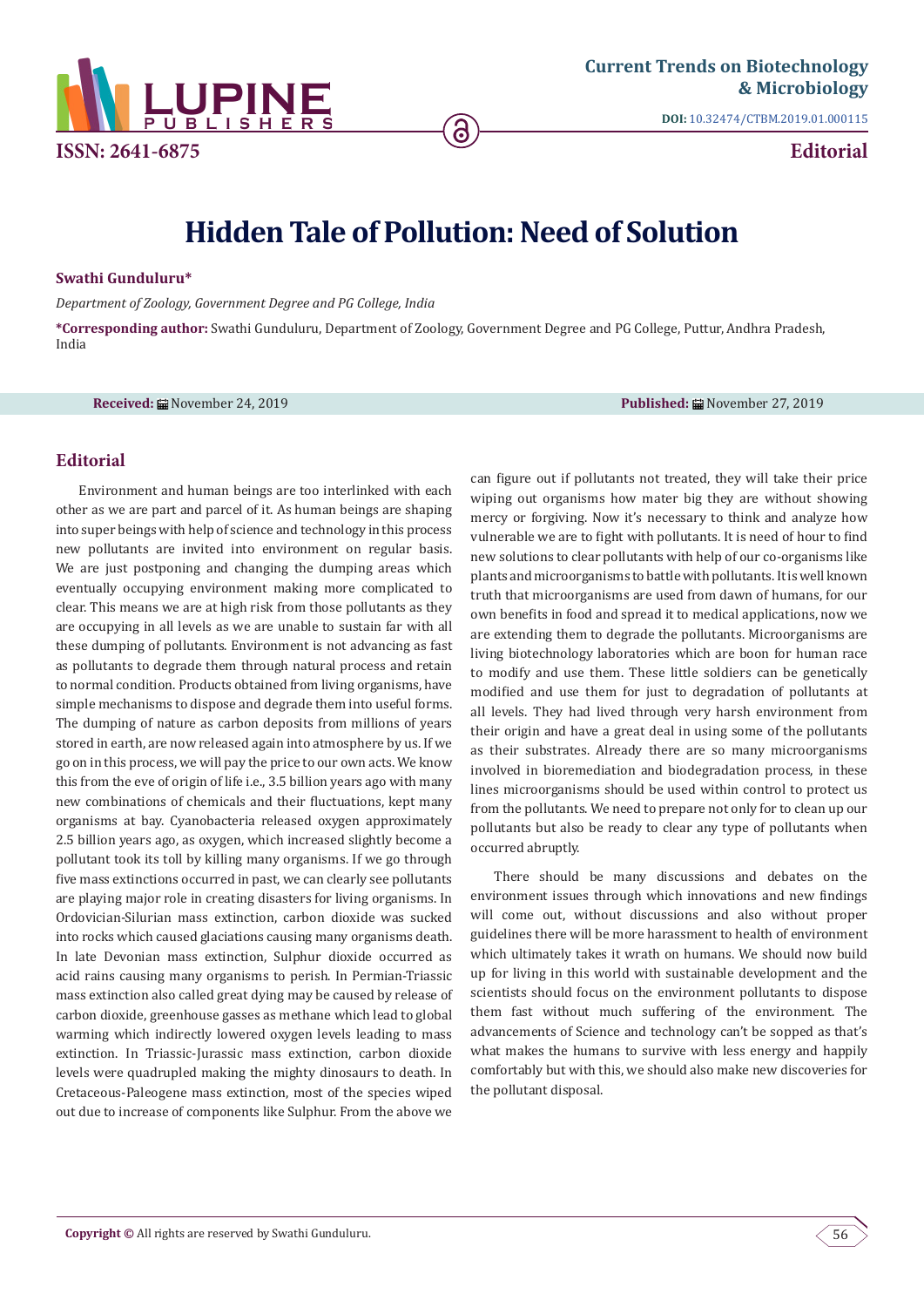Current Trends on Biotechnology & Microbiology

**DOI:** 10.32474/CTBM.2019.01.000115

ISSN: 2641-6875

**Editorial**

# Hidden Tale of Pollution: Need of Solution

**Swathi Gunduluru***

*Department of Zoology, Government Degree and PG College, India*

***Corresponding author:** Swathi Gunduluru, Department of Zoology, Government Degree and PG College, Puttur, Andhra Pradesh, India

**Received:** November 24, 2019 **Published:** November 27, 2019

## Editorial

Environment and human beings are too interlinked with each other as we are part and parcel of it. As human beings are shaping into super beings with help of science and technology in this process new pollutants are invited into environment on regular basis. We are just postponing and changing the dumping areas which eventually occupying environment making more complicated to clear. This means we are at high risk from those pollutants as they are occupying in all levels as we are unable to sustain far with all these dumping of pollutants. Environment is not advancing as fast as pollutants to degrade them through natural process and retain to normal condition. Products obtained from living organisms, have simple mechanisms to dispose and degrade them into useful forms. The dumping of nature as carbon deposits from millions of years stored in earth, are now released again into atmosphere by us. If we go on in this process, we will pay the price to our own acts. We know this from the eve of origin of life i.e., 3.5 billion years ago with many new combinations of chemicals and their fluctuations, kept many organisms at bay. Cyanobacteria released oxygen approximately 2.5 billion years ago, as oxygen, which increased slightly become a pollutant took its toll by killing many organisms. If we go through five mass extinctions occurred in past, we can clearly see pollutants are playing major role in creating disasters for living organisms. In Ordovician-Silurian mass extinction, carbon dioxide was sucked into rocks which caused glaciations causing many organisms death. In late Devonian mass extinction, Sulphur dioxide occurred as acid rains causing many organisms to perish. In Permian-Triassic mass extinction also called great dying may be caused by release of carbon dioxide, greenhouse gasses as methane which lead to global warming which indirectly lowered oxygen levels leading to mass extinction. In Triassic-Jurassic mass extinction, carbon dioxide levels were quadrupled making the mighty dinosaurs to death. In Cretaceous-Paleogene mass extinction, most of the species wiped out due to increase of components like Sulphur. From the above we can figure out if pollutants not treated, they will take their price wiping out organisms how mater big they are without showing mercy or forgiving. Now it's necessary to think and analyze how vulnerable we are to fight with pollutants. It is need of hour to find new solutions to clear pollutants with help of our co-organisms like plants and microorganisms to battle with pollutants. It is well known truth that microorganisms are used from dawn of humans, for our own benefits in food and spread it to medical applications, now we are extending them to degrade the pollutants. Microorganisms are living biotechnology laboratories which are boon for human race to modify and use them. These little soldiers can be genetically modified and use them for just to degradation of pollutants at all levels. They had lived through very harsh environment from their origin and have a great deal in using some of the pollutants as their substrates. Already there are so many microorganisms involved in bioremediation and biodegradation process, in these lines microorganisms should be used within control to protect us from the pollutants. We need to prepare not only for to clean up our pollutants but also be ready to clear any type of pollutants when occurred abruptly.

There should be many discussions and debates on the environment issues through which innovations and new findings will come out, without discussions and also without proper guidelines there will be more harassment to health of environment which ultimately takes it wrath on humans. We should now build up for living in this world with sustainable development and the scientists should focus on the environment pollutants to dispose them fast without much suffering of the environment. The advancements of Science and technology can't be sopped as that's what makes the humans to survive with less energy and happily comfortably but with this, we should also make new discoveries for the pollutant disposal.

**Copyright ©** All rights are reserved by Swathi Gunduluru.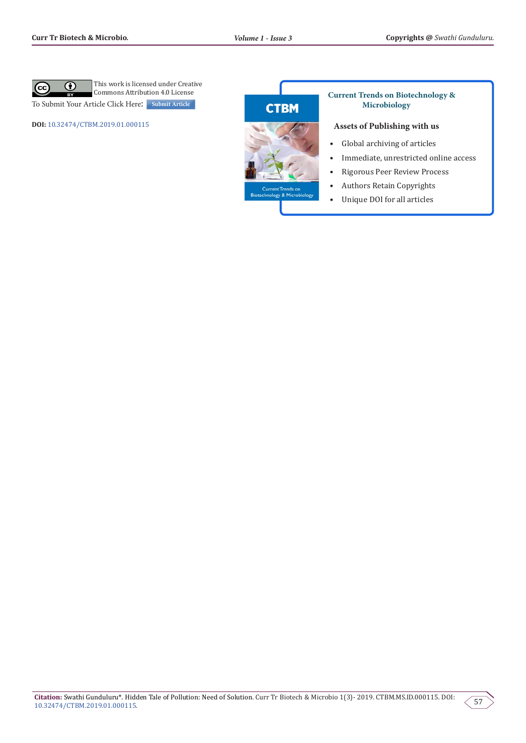This work is licensed under Creative Commons Attribution 4.0 License

To Submit Your Article Click Here: Submit Article

**DOI:** 10.32474/CTBM.2019.01.000115

**Current Trends on Biotechnology & Microbiology**

**Assets of Publishing with us**

- Global archiving of articles
- Immediate, unrestricted online access
- Rigorous Peer Review Process
- Authors Retain Copyrights
- Unique DOI for all articles

**Citation:** Swathi Gunduluru*. Hidden Tale of Pollution: Need of Solution. Curr Tr Biotech & Microbio 1(3)- 2019. CTBM.MS.ID.000115. DOI: 10.32474/CTBM.2019.01.000115.